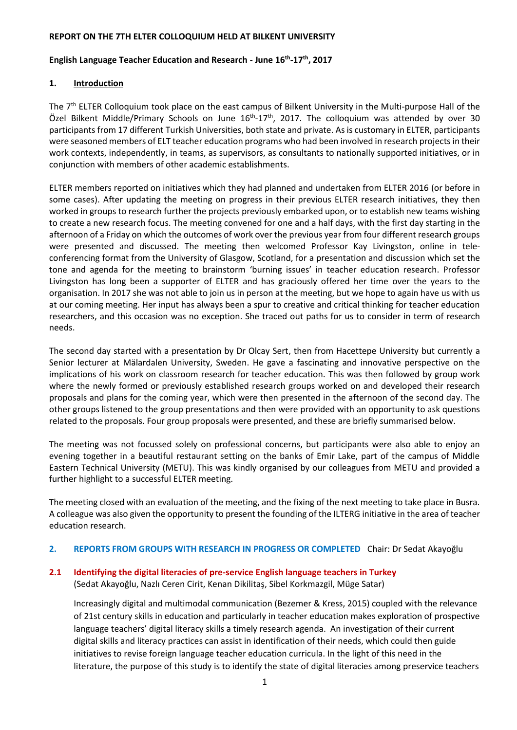**REPORT ON THE 7TH ELTER COLLOQUIUM HELD AT BILKENT UNIVERSITY**

**English Language Teacher Education and Research - June 16th-17th, 2017**

## 1. Introduction

The 7th ELTER Colloquium took place on the east campus of Bilkent University in the Multi-purpose Hall of the Özel Bilkent Middle/Primary Schools on June 16th-17th, 2017. The colloquium was attended by over 30 participants from 17 different Turkish Universities, both state and private. As is customary in ELTER, participants were seasoned members of ELT teacher education programs who had been involved in research projects in their work contexts, independently, in teams, as supervisors, as consultants to nationally supported initiatives, or in conjunction with members of other academic establishments.

ELTER members reported on initiatives which they had planned and undertaken from ELTER 2016 (or before in some cases). After updating the meeting on progress in their previous ELTER research initiatives, they then worked in groups to research further the projects previously embarked upon, or to establish new teams wishing to create a new research focus. The meeting convened for one and a half days, with the first day starting in the afternoon of a Friday on which the outcomes of work over the previous year from four different research groups were presented and discussed. The meeting then welcomed Professor Kay Livingston, online in tele-conferencing format from the University of Glasgow, Scotland, for a presentation and discussion which set the tone and agenda for the meeting to brainstorm 'burning issues' in teacher education research. Professor Livingston has long been a supporter of ELTER and has graciously offered her time over the years to the organisation. In 2017 she was not able to join us in person at the meeting, but we hope to again have us with us at our coming meeting. Her input has always been a spur to creative and critical thinking for teacher education researchers, and this occasion was no exception. She traced out paths for us to consider in term of research needs.

The second day started with a presentation by Dr Olcay Sert, then from Hacettepe University but currently a Senior lecturer at Mälardalen University, Sweden. He gave a fascinating and innovative perspective on the implications of his work on classroom research for teacher education. This was then followed by group work where the newly formed or previously established research groups worked on and developed their research proposals and plans for the coming year, which were then presented in the afternoon of the second day. The other groups listened to the group presentations and then were provided with an opportunity to ask questions related to the proposals. Four group proposals were presented, and these are briefly summarised below.

The meeting was not focussed solely on professional concerns, but participants were also able to enjoy an evening together in a beautiful restaurant setting on the banks of Emir Lake, part of the campus of Middle Eastern Technical University (METU). This was kindly organised by our colleagues from METU and provided a further highlight to a successful ELTER meeting.

The meeting closed with an evaluation of the meeting, and the fixing of the next meeting to take place in Busra. A colleague was also given the opportunity to present the founding of the ILTERG initiative in the area of teacher education research.

## 2. REPORTS FROM GROUPS WITH RESEARCH IN PROGRESS OR COMPLETED   Chair: Dr Sedat Akayoğlu

### 2.1 Identifying the digital literacies of pre-service English language teachers in Turkey

(Sedat Akayoğlu, Nazlı Ceren Cirit, Kenan Dikilitaş, Sibel Korkmazgil, Müge Satar)

Increasingly digital and multimodal communication (Bezemer & Kress, 2015) coupled with the relevance of 21st century skills in education and particularly in teacher education makes exploration of prospective language teachers' digital literacy skills a timely research agenda. An investigation of their current digital skills and literacy practices can assist in identification of their needs, which could then guide initiatives to revise foreign language teacher education curricula. In the light of this need in the literature, the purpose of this study is to identify the state of digital literacies among preservice teachers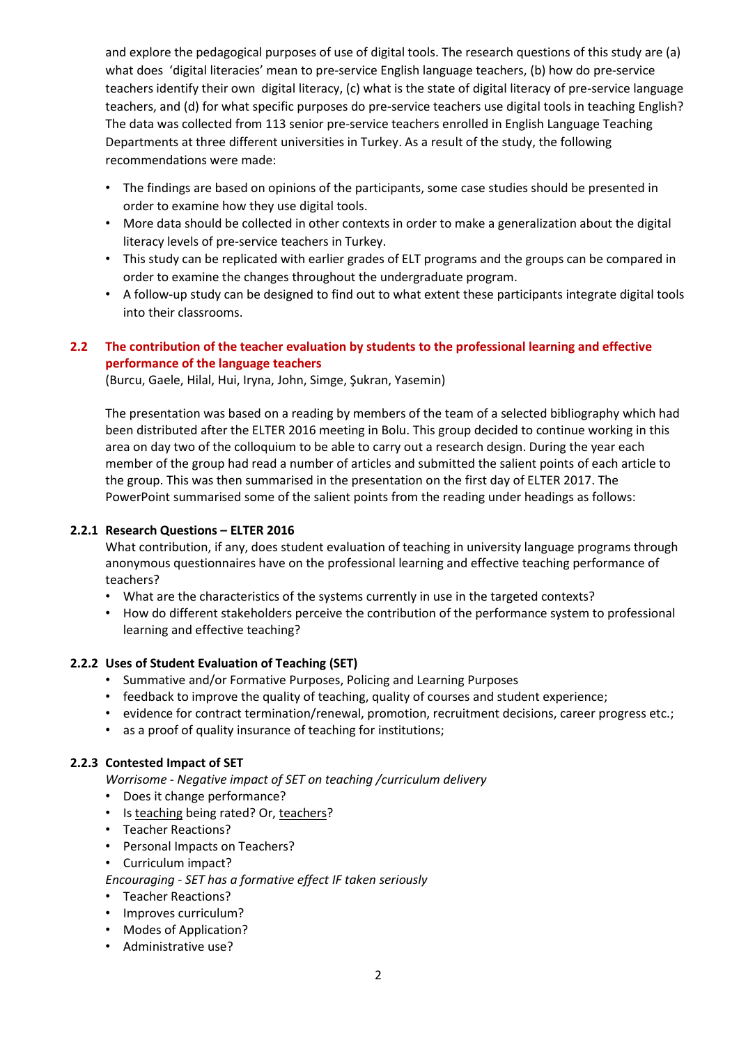and explore the pedagogical purposes of use of digital tools. The research questions of this study are (a) what does 'digital literacies' mean to pre-service English language teachers, (b) how do pre-service teachers identify their own digital literacy, (c) what is the state of digital literacy of pre-service language teachers, and (d) for what specific purposes do pre-service teachers use digital tools in teaching English? The data was collected from 113 senior pre-service teachers enrolled in English Language Teaching Departments at three different universities in Turkey. As a result of the study, the following recommendations were made:

- The findings are based on opinions of the participants, some case studies should be presented in order to examine how they use digital tools.
- More data should be collected in other contexts in order to make a generalization about the digital literacy levels of pre-service teachers in Turkey.
- This study can be replicated with earlier grades of ELT programs and the groups can be compared in order to examine the changes throughout the undergraduate program.
- A follow-up study can be designed to find out to what extent these participants integrate digital tools into their classrooms.

## 2.2 The contribution of the teacher evaluation by students to the professional learning and effective performance of the language teachers

(Burcu, Gaele, Hilal, Hui, Iryna, John, Simge, Şukran, Yasemin)

The presentation was based on a reading by members of the team of a selected bibliography which had been distributed after the ELTER 2016 meeting in Bolu. This group decided to continue working in this area on day two of the colloquium to be able to carry out a research design. During the year each member of the group had read a number of articles and submitted the salient points of each article to the group. This was then summarised in the presentation on the first day of ELTER 2017. The PowerPoint summarised some of the salient points from the reading under headings as follows:

### 2.2.1 Research Questions – ELTER 2016

What contribution, if any, does student evaluation of teaching in university language programs through anonymous questionnaires have on the professional learning and effective teaching performance of teachers?

- What are the characteristics of the systems currently in use in the targeted contexts?
- How do different stakeholders perceive the contribution of the performance system to professional learning and effective teaching?

### 2.2.2 Uses of Student Evaluation of Teaching (SET)

- Summative and/or Formative Purposes, Policing and Learning Purposes
- feedback to improve the quality of teaching, quality of courses and student experience;
- evidence for contract termination/renewal, promotion, recruitment decisions, career progress etc.;
- as a proof of quality insurance of teaching for institutions;

### 2.2.3 Contested Impact of SET

*Worrisome - Negative impact of SET on teaching /curriculum delivery*

- Does it change performance?
- Is teaching being rated? Or, teachers?
- Teacher Reactions?
- Personal Impacts on Teachers?
- Curriculum impact?

*Encouraging - SET has a formative effect IF taken seriously*

- Teacher Reactions?
- Improves curriculum?
- Modes of Application?
- Administrative use?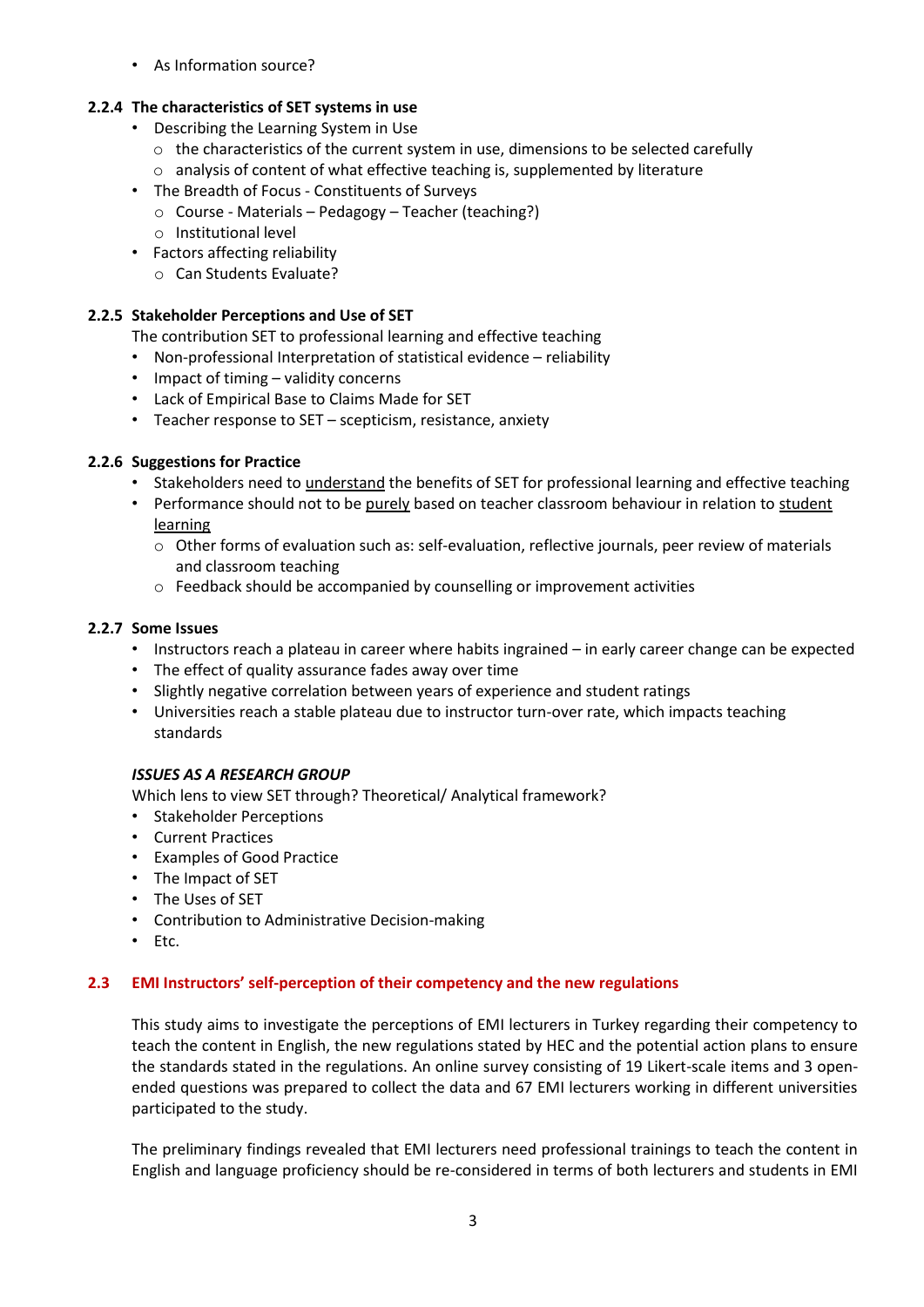- As Information source?

### 2.2.4 The characteristics of SET systems in use

- Describing the Learning System in Use
  - the characteristics of the current system in use, dimensions to be selected carefully
  - analysis of content of what effective teaching is, supplemented by literature
- The Breadth of Focus - Constituents of Surveys
  - Course - Materials – Pedagogy – Teacher (teaching?)
  - Institutional level
- Factors affecting reliability
  - Can Students Evaluate?

### 2.2.5 Stakeholder Perceptions and Use of SET

The contribution SET to professional learning and effective teaching

- Non-professional Interpretation of statistical evidence – reliability
- Impact of timing – validity concerns
- Lack of Empirical Base to Claims Made for SET
- Teacher response to SET – scepticism, resistance, anxiety

### 2.2.6 Suggestions for Practice

- Stakeholders need to <u>understand</u> the benefits of SET for professional learning and effective teaching
- Performance should not to be <u>purely</u> based on teacher classroom behaviour in relation to <u>student learning</u>
  - Other forms of evaluation such as: self-evaluation, reflective journals, peer review of materials and classroom teaching
  - Feedback should be accompanied by counselling or improvement activities

### 2.2.7 Some Issues

- Instructors reach a plateau in career where habits ingrained – in early career change can be expected
- The effect of quality assurance fades away over time
- Slightly negative correlation between years of experience and student ratings
- Universities reach a stable plateau due to instructor turn-over rate, which impacts teaching standards

***ISSUES AS A RESEARCH GROUP***

Which lens to view SET through? Theoretical/ Analytical framework?

- Stakeholder Perceptions
- Current Practices
- Examples of Good Practice
- The Impact of SET
- The Uses of SET
- Contribution to Administrative Decision-making
- Etc.

## 2.3 EMI Instructors' self-perception of their competency and the new regulations

This study aims to investigate the perceptions of EMI lecturers in Turkey regarding their competency to teach the content in English, the new regulations stated by HEC and the potential action plans to ensure the standards stated in the regulations. An online survey consisting of 19 Likert-scale items and 3 open-ended questions was prepared to collect the data and 67 EMI lecturers working in different universities participated to the study.

The preliminary findings revealed that EMI lecturers need professional trainings to teach the content in English and language proficiency should be re-considered in terms of both lecturers and students in EMI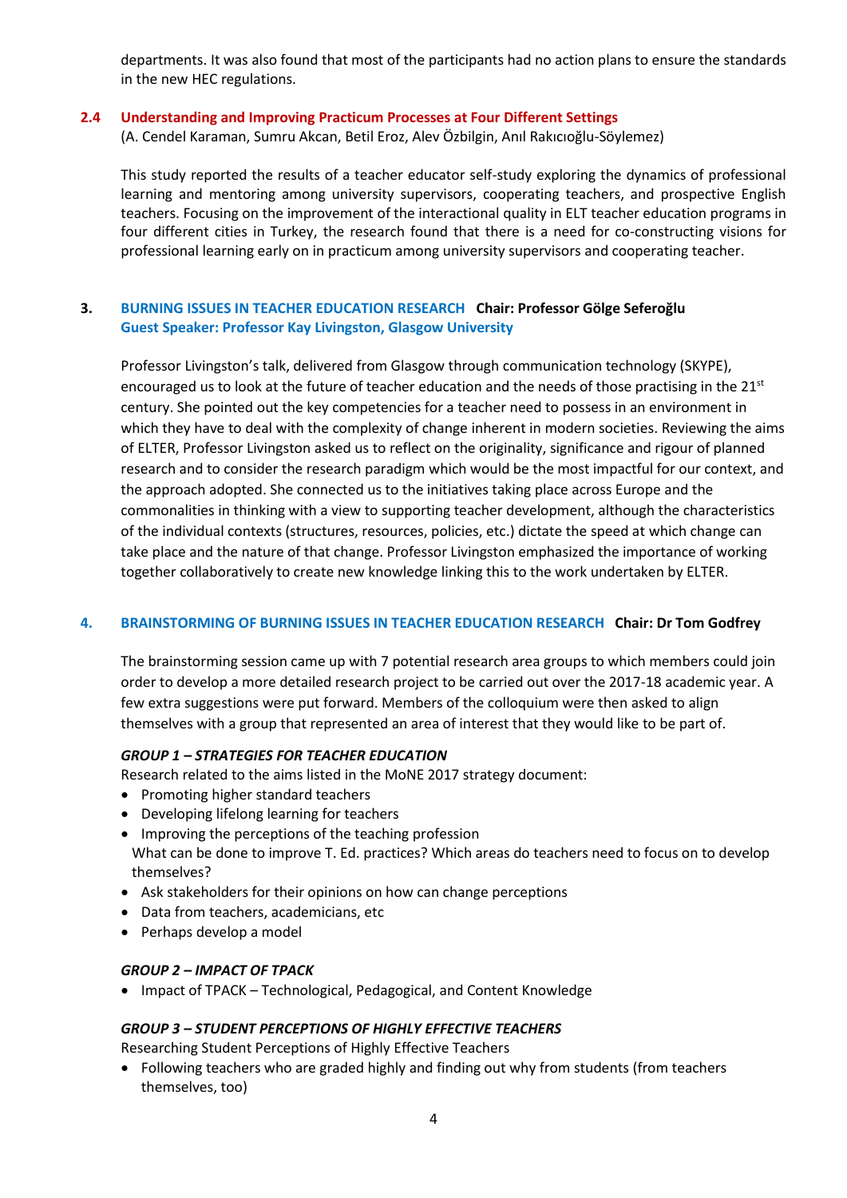departments. It was also found that most of the participants had no action plans to ensure the standards in the new HEC regulations.

### 2.4 Understanding and Improving Practicum Processes at Four Different Settings

(A. Cendel Karaman, Sumru Akcan, Betil Eroz, Alev Özbilgin, Anıl Rakıcıoğlu-Söylemez)

This study reported the results of a teacher educator self-study exploring the dynamics of professional learning and mentoring among university supervisors, cooperating teachers, and prospective English teachers. Focusing on the improvement of the interactional quality in ELT teacher education programs in four different cities in Turkey, the research found that there is a need for co-constructing visions for professional learning early on in practicum among university supervisors and cooperating teacher.

## 3. BURNING ISSUES IN TEACHER EDUCATION RESEARCH **Chair: Professor Gölge Seferoğlu**

**Guest Speaker: Professor Kay Livingston, Glasgow University**

Professor Livingston's talk, delivered from Glasgow through communication technology (SKYPE), encouraged us to look at the future of teacher education and the needs of those practising in the 21st century. She pointed out the key competencies for a teacher need to possess in an environment in which they have to deal with the complexity of change inherent in modern societies. Reviewing the aims of ELTER, Professor Livingston asked us to reflect on the originality, significance and rigour of planned research and to consider the research paradigm which would be the most impactful for our context, and the approach adopted. She connected us to the initiatives taking place across Europe and the commonalities in thinking with a view to supporting teacher development, although the characteristics of the individual contexts (structures, resources, policies, etc.) dictate the speed at which change can take place and the nature of that change. Professor Livingston emphasized the importance of working together collaboratively to create new knowledge linking this to the work undertaken by ELTER.

## 4. BRAINSTORMING OF BURNING ISSUES IN TEACHER EDUCATION RESEARCH **Chair: Dr Tom Godfrey**

The brainstorming session came up with 7 potential research area groups to which members could join order to develop a more detailed research project to be carried out over the 2017-18 academic year. A few extra suggestions were put forward. Members of the colloquium were then asked to align themselves with a group that represented an area of interest that they would like to be part of.

#### *GROUP 1 – STRATEGIES FOR TEACHER EDUCATION*

Research related to the aims listed in the MoNE 2017 strategy document:

- Promoting higher standard teachers
- Developing lifelong learning for teachers
- Improving the perceptions of the teaching profession
  What can be done to improve T. Ed. practices? Which areas do teachers need to focus on to develop themselves?
- Ask stakeholders for their opinions on how can change perceptions
- Data from teachers, academicians, etc
- Perhaps develop a model

#### *GROUP 2 – IMPACT OF TPACK*

- Impact of TPACK – Technological, Pedagogical, and Content Knowledge

#### *GROUP 3 – STUDENT PERCEPTIONS OF HIGHLY EFFECTIVE TEACHERS*

Researching Student Perceptions of Highly Effective Teachers

- Following teachers who are graded highly and finding out why from students (from teachers themselves, too)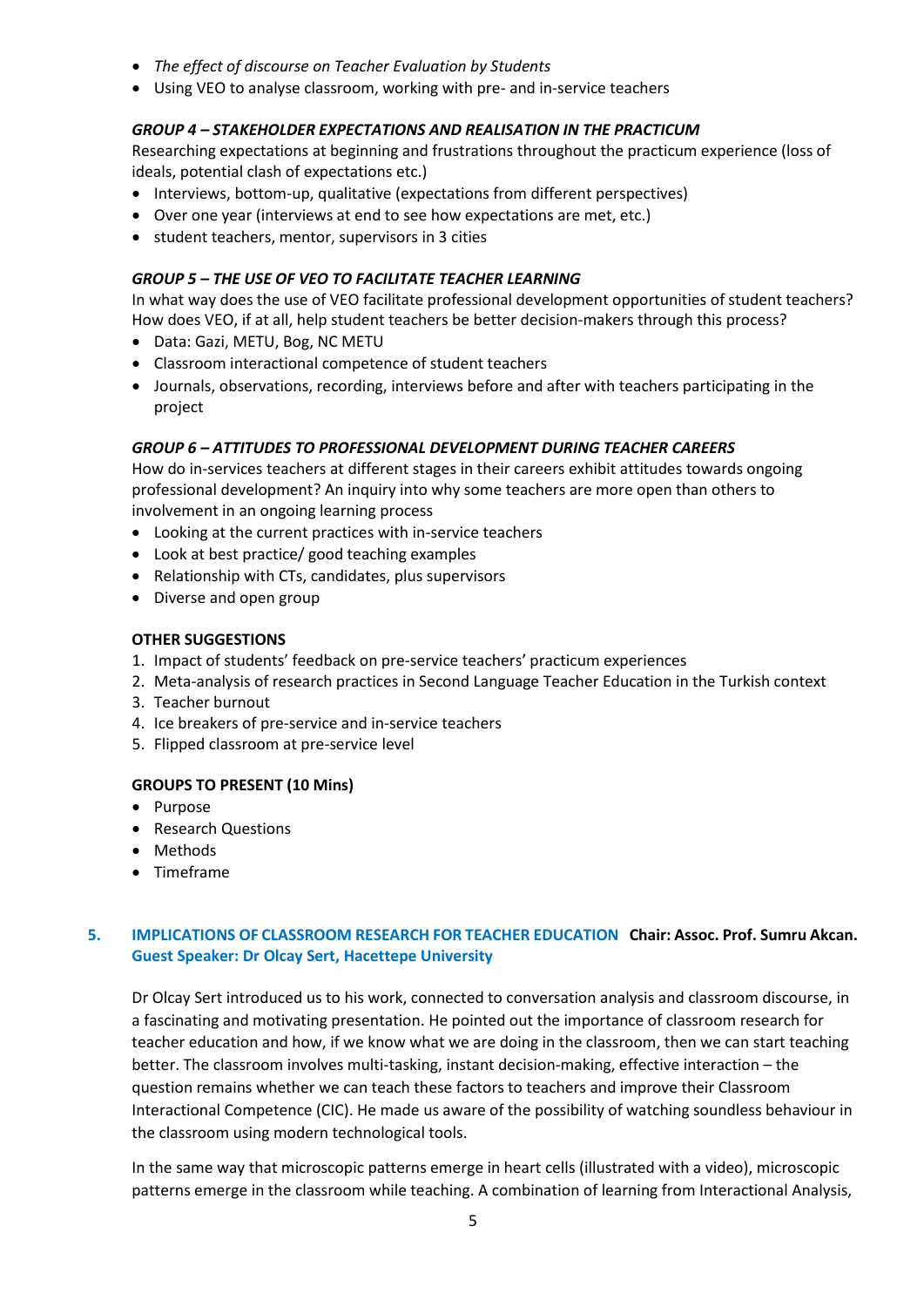- *The effect of discourse on Teacher Evaluation by Students*
- Using VEO to analyse classroom, working with pre- and in-service teachers

***GROUP 4 – STAKEHOLDER EXPECTATIONS AND REALISATION IN THE PRACTICUM***

Researching expectations at beginning and frustrations throughout the practicum experience (loss of ideals, potential clash of expectations etc.)

- Interviews, bottom-up, qualitative (expectations from different perspectives)
- Over one year (interviews at end to see how expectations are met, etc.)
- student teachers, mentor, supervisors in 3 cities

***GROUP 5 – THE USE OF VEO TO FACILITATE TEACHER LEARNING***

In what way does the use of VEO facilitate professional development opportunities of student teachers? How does VEO, if at all, help student teachers be better decision-makers through this process?

- Data: Gazi, METU, Bog, NC METU
- Classroom interactional competence of student teachers
- Journals, observations, recording, interviews before and after with teachers participating in the project

***GROUP 6 – ATTITUDES TO PROFESSIONAL DEVELOPMENT DURING TEACHER CAREERS***

How do in-services teachers at different stages in their careers exhibit attitudes towards ongoing professional development? An inquiry into why some teachers are more open than others to involvement in an ongoing learning process

- Looking at the current practices with in-service teachers
- Look at best practice/ good teaching examples
- Relationship with CTs, candidates, plus supervisors
- Diverse and open group

**OTHER SUGGESTIONS**

1. Impact of students' feedback on pre-service teachers' practicum experiences
2. Meta-analysis of research practices in Second Language Teacher Education in the Turkish context
3. Teacher burnout
4. Ice breakers of pre-service and in-service teachers
5. Flipped classroom at pre-service level

**GROUPS TO PRESENT (10 Mins)**

- Purpose
- Research Questions
- Methods
- Timeframe

## 5. IMPLICATIONS OF CLASSROOM RESEARCH FOR TEACHER EDUCATION **Chair: Assoc. Prof. Sumru Akcan. Guest Speaker: Dr Olcay Sert, Hacettepe University**

Dr Olcay Sert introduced us to his work, connected to conversation analysis and classroom discourse, in a fascinating and motivating presentation. He pointed out the importance of classroom research for teacher education and how, if we know what we are doing in the classroom, then we can start teaching better. The classroom involves multi-tasking, instant decision-making, effective interaction – the question remains whether we can teach these factors to teachers and improve their Classroom Interactional Competence (CIC). He made us aware of the possibility of watching soundless behaviour in the classroom using modern technological tools.

In the same way that microscopic patterns emerge in heart cells (illustrated with a video), microscopic patterns emerge in the classroom while teaching. A combination of learning from Interactional Analysis,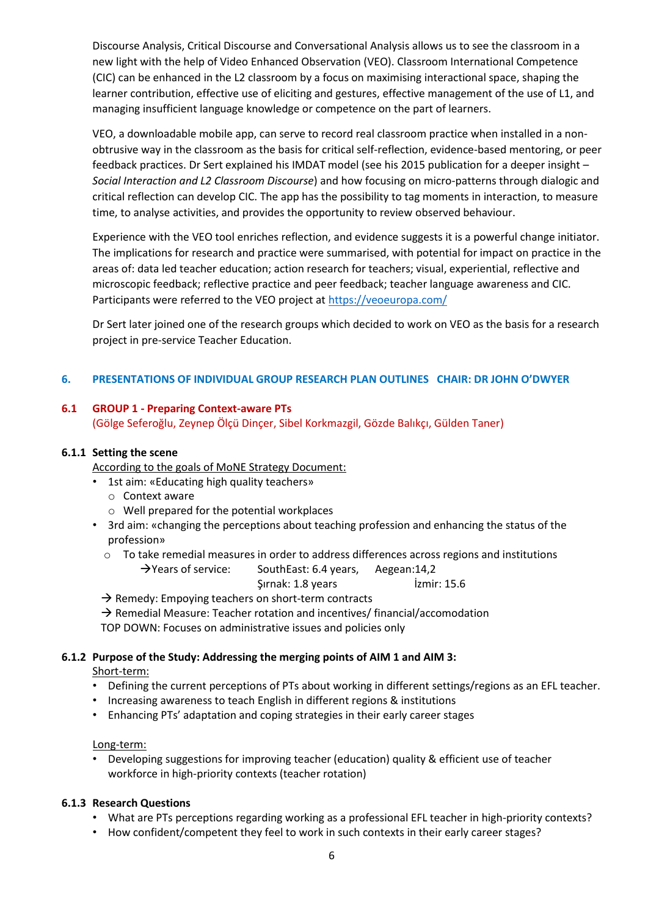Discourse Analysis, Critical Discourse and Conversational Analysis allows us to see the classroom in a new light with the help of Video Enhanced Observation (VEO). Classroom International Competence (CIC) can be enhanced in the L2 classroom by a focus on maximising interactional space, shaping the learner contribution, effective use of eliciting and gestures, effective management of the use of L1, and managing insufficient language knowledge or competence on the part of learners.

VEO, a downloadable mobile app, can serve to record real classroom practice when installed in a non-obtrusive way in the classroom as the basis for critical self-reflection, evidence-based mentoring, or peer feedback practices. Dr Sert explained his IMDAT model (see his 2015 publication for a deeper insight – *Social Interaction and L2 Classroom Discourse*) and how focusing on micro-patterns through dialogic and critical reflection can develop CIC. The app has the possibility to tag moments in interaction, to measure time, to analyse activities, and provides the opportunity to review observed behaviour.

Experience with the VEO tool enriches reflection, and evidence suggests it is a powerful change initiator. The implications for research and practice were summarised, with potential for impact on practice in the areas of: data led teacher education; action research for teachers; visual, experiential, reflective and microscopic feedback; reflective practice and peer feedback; teacher language awareness and CIC. Participants were referred to the VEO project at https://veoeuropa.com/

Dr Sert later joined one of the research groups which decided to work on VEO as the basis for a research project in pre-service Teacher Education.

## 6. PRESENTATIONS OF INDIVIDUAL GROUP RESEARCH PLAN OUTLINES CHAIR: DR JOHN O'DWYER

### 6.1 GROUP 1 - Preparing Context-aware PTs

(Gölge Seferoğlu, Zeynep Ölçü Dinçer, Sibel Korkmazgil, Gözde Balıkçı, Gülden Taner)

#### 6.1.1 Setting the scene

According to the goals of MoNE Strategy Document:

- 1st aim: «Educating high quality teachers»
  - Context aware
  - Well prepared for the potential workplaces
- 3rd aim: «changing the perceptions about teaching profession and enhancing the status of the profession»
  - To take remedial measures in order to address differences across regions and institutions
    - →Years of service: SouthEast: 6.4 years, Aegean:14,2
      Şırnak: 1.8 years İzmir: 15.6

→ Remedy: Empoying teachers on short-term contracts
→ Remedial Measure: Teacher rotation and incentives/ financial/accomodation
TOP DOWN: Focuses on administrative issues and policies only

#### 6.1.2 Purpose of the Study: Addressing the merging points of AIM 1 and AIM 3:

Short-term:

- Defining the current perceptions of PTs about working in different settings/regions as an EFL teacher.
- Increasing awareness to teach English in different regions & institutions
- Enhancing PTs' adaptation and coping strategies in their early career stages

Long-term:

- Developing suggestions for improving teacher (education) quality & efficient use of teacher workforce in high-priority contexts (teacher rotation)

#### 6.1.3 Research Questions

- What are PTs perceptions regarding working as a professional EFL teacher in high-priority contexts?
- How confident/competent they feel to work in such contexts in their early career stages?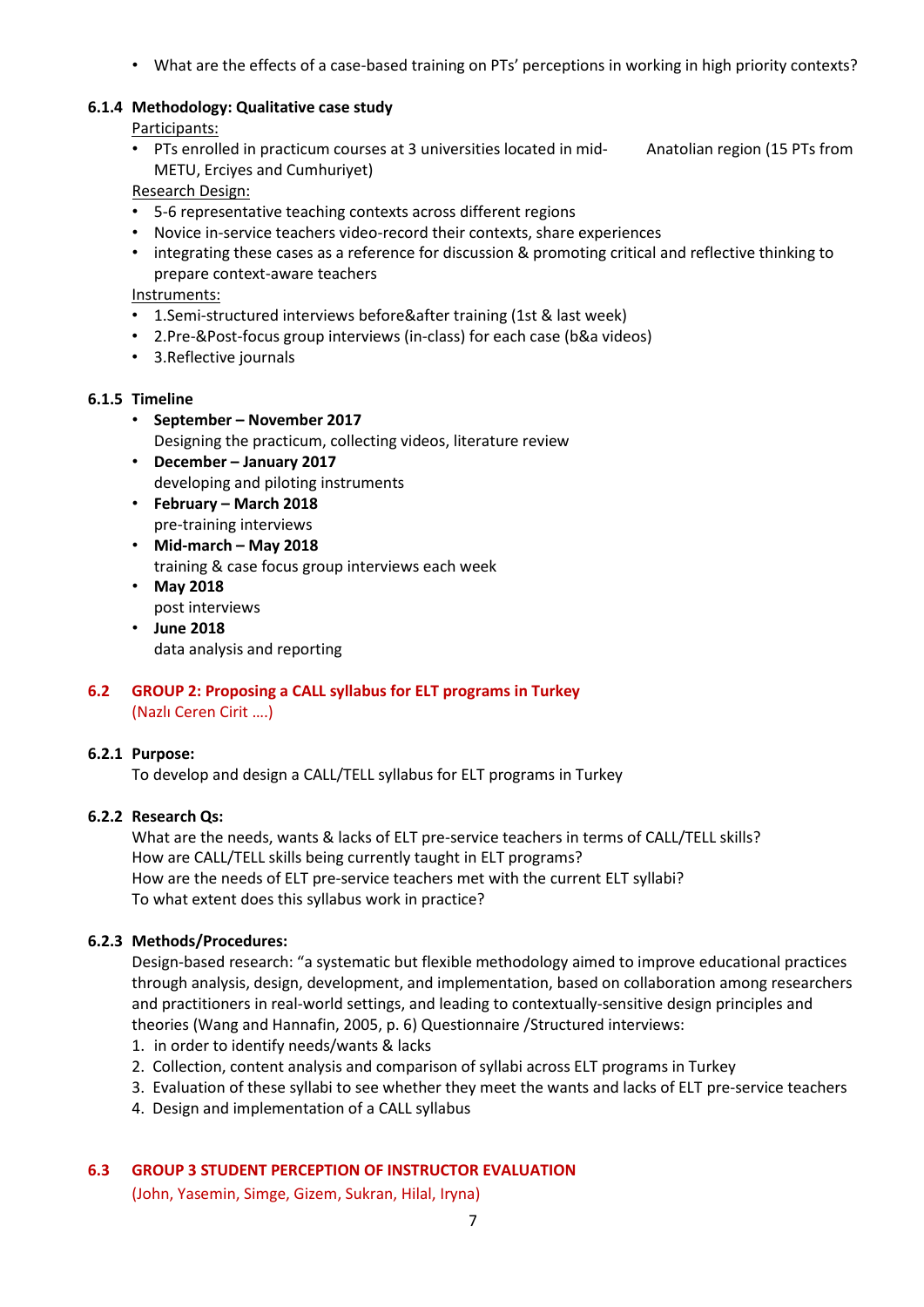- What are the effects of a case-based training on PTs' perceptions in working in high priority contexts?

### 6.1.4 Methodology: Qualitative case study

Participants:

- PTs enrolled in practicum courses at 3 universities located in mid- Anatolian region (15 PTs from METU, Erciyes and Cumhuriyet)

Research Design:

- 5-6 representative teaching contexts across different regions
- Novice in-service teachers video-record their contexts, share experiences
- integrating these cases as a reference for discussion & promoting critical and reflective thinking to prepare context-aware teachers

Instruments:

- 1.Semi-structured interviews before&after training (1st & last week)
- 2.Pre-&Post-focus group interviews (in-class) for each case (b&a videos)
- 3.Reflective journals

### 6.1.5 Timeline

- **September – November 2017**
  Designing the practicum, collecting videos, literature review
- **December – January 2017**
  developing and piloting instruments
- **February – March 2018**
  pre-training interviews
- **Mid-march – May 2018**
  training & case focus group interviews each week
- **May 2018**
  post interviews
- **June 2018**
  data analysis and reporting

## 6.2 GROUP 2: Proposing a CALL syllabus for ELT programs in Turkey

(Nazlı Ceren Cirit ....)

### 6.2.1 Purpose:

To develop and design a CALL/TELL syllabus for ELT programs in Turkey

### 6.2.2 Research Qs:

What are the needs, wants & lacks of ELT pre-service teachers in terms of CALL/TELL skills?
How are CALL/TELL skills being currently taught in ELT programs?
How are the needs of ELT pre-service teachers met with the current ELT syllabi?
To what extent does this syllabus work in practice?

### 6.2.3 Methods/Procedures:

Design-based research: "a systematic but flexible methodology aimed to improve educational practices through analysis, design, development, and implementation, based on collaboration among researchers and practitioners in real-world settings, and leading to contextually-sensitive design principles and theories (Wang and Hannafin, 2005, p. 6) Questionnaire /Structured interviews:

1. in order to identify needs/wants & lacks
2. Collection, content analysis and comparison of syllabi across ELT programs in Turkey
3. Evaluation of these syllabi to see whether they meet the wants and lacks of ELT pre-service teachers
4. Design and implementation of a CALL syllabus

## 6.3 GROUP 3 STUDENT PERCEPTION OF INSTRUCTOR EVALUATION

(John, Yasemin, Simge, Gizem, Sukran, Hilal, Iryna)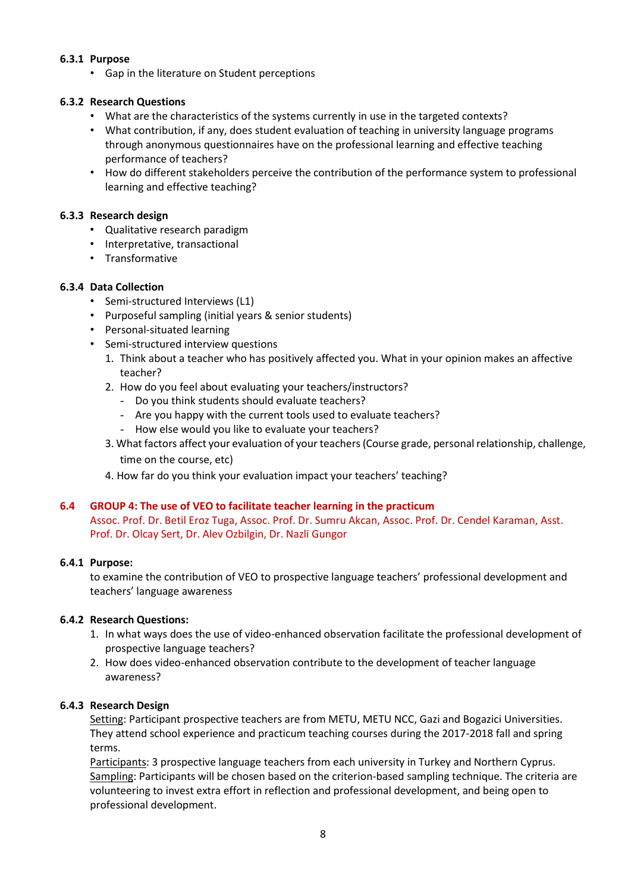#### 6.3.1 Purpose

- Gap in the literature on Student perceptions

#### 6.3.2 Research Questions

- What are the characteristics of the systems currently in use in the targeted contexts?
- What contribution, if any, does student evaluation of teaching in university language programs through anonymous questionnaires have on the professional learning and effective teaching performance of teachers?
- How do different stakeholders perceive the contribution of the performance system to professional learning and effective teaching?

#### 6.3.3 Research design

- Qualitative research paradigm
- Interpretative, transactional
- Transformative

#### 6.3.4 Data Collection

- Semi-structured Interviews (L1)
- Purposeful sampling (initial years & senior students)
- Personal-situated learning
- Semi-structured interview questions
  1. Think about a teacher who has positively affected you. What in your opinion makes an affective teacher?
  2. How do you feel about evaluating your teachers/instructors?
     - Do you think students should evaluate teachers?
     - Are you happy with the current tools used to evaluate teachers?
     - How else would you like to evaluate your teachers?
  3. What factors affect your evaluation of your teachers (Course grade, personal relationship, challenge, time on the course, etc)
  4. How far do you think your evaluation impact your teachers' teaching?

### 6.4 GROUP 4: The use of VEO to facilitate teacher learning in the practicum

Assoc. Prof. Dr. Betil Eroz Tuga, Assoc. Prof. Dr. Sumru Akcan, Assoc. Prof. Dr. Cendel Karaman, Asst. Prof. Dr. Olcay Sert, Dr. Alev Ozbilgin, Dr. Nazli Gungor

#### 6.4.1 Purpose:

to examine the contribution of VEO to prospective language teachers' professional development and teachers' language awareness

#### 6.4.2 Research Questions:

1. In what ways does the use of video-enhanced observation facilitate the professional development of prospective language teachers?
2. How does video-enhanced observation contribute to the development of teacher language awareness?

#### 6.4.3 Research Design

Setting: Participant prospective teachers are from METU, METU NCC, Gazi and Bogazici Universities. They attend school experience and practicum teaching courses during the 2017-2018 fall and spring terms.

Participants: 3 prospective language teachers from each university in Turkey and Northern Cyprus.

Sampling: Participants will be chosen based on the criterion-based sampling technique. The criteria are volunteering to invest extra effort in reflection and professional development, and being open to professional development.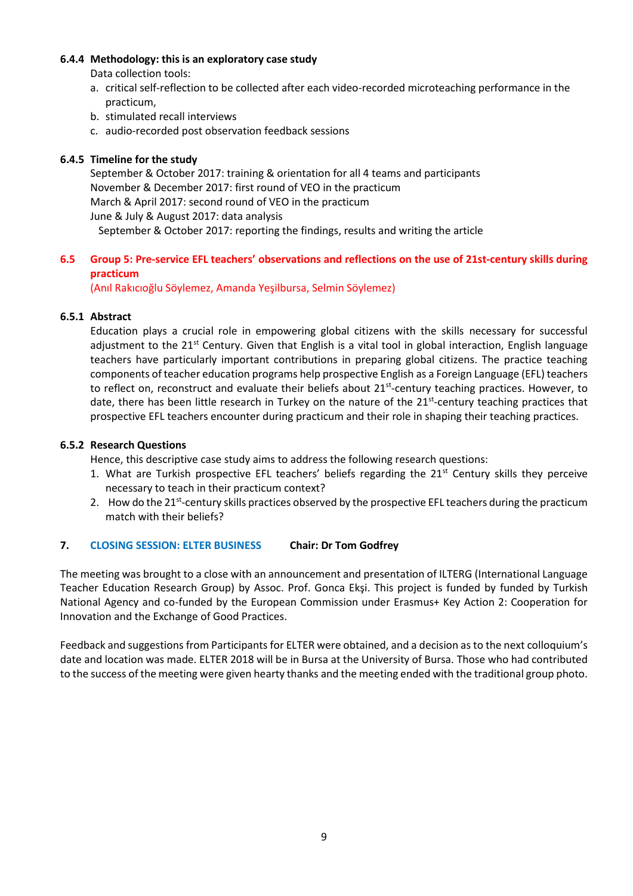#### 6.4.4 Methodology: this is an exploratory case study

Data collection tools:

a. critical self-reflection to be collected after each video-recorded microteaching performance in the practicum,
b. stimulated recall interviews
c. audio-recorded post observation feedback sessions

#### 6.4.5 Timeline for the study

September & October 2017: training & orientation for all 4 teams and participants
November & December 2017: first round of VEO in the practicum
March & April 2017: second round of VEO in the practicum
June & July & August 2017: data analysis
September & October 2017: reporting the findings, results and writing the article

### 6.5 Group 5: Pre-service EFL teachers' observations and reflections on the use of 21st-century skills during practicum

(Anıl Rakıcıoğlu Söylemez, Amanda Yeşilbursa, Selmin Söylemez)

#### 6.5.1 Abstract

Education plays a crucial role in empowering global citizens with the skills necessary for successful adjustment to the 21st Century. Given that English is a vital tool in global interaction, English language teachers have particularly important contributions in preparing global citizens. The practice teaching components of teacher education programs help prospective English as a Foreign Language (EFL) teachers to reflect on, reconstruct and evaluate their beliefs about 21st-century teaching practices. However, to date, there has been little research in Turkey on the nature of the 21st-century teaching practices that prospective EFL teachers encounter during practicum and their role in shaping their teaching practices.

#### 6.5.2 Research Questions

Hence, this descriptive case study aims to address the following research questions:

1. What are Turkish prospective EFL teachers' beliefs regarding the 21st Century skills they perceive necessary to teach in their practicum context?
2. How do the 21st-century skills practices observed by the prospective EFL teachers during the practicum match with their beliefs?

## 7. CLOSING SESSION: ELTER BUSINESS  **Chair: Dr Tom Godfrey**

The meeting was brought to a close with an announcement and presentation of ILTERG (International Language Teacher Education Research Group) by Assoc. Prof. Gonca Ekşi. This project is funded by funded by Turkish National Agency and co-funded by the European Commission under Erasmus+ Key Action 2: Cooperation for Innovation and the Exchange of Good Practices.

Feedback and suggestions from Participants for ELTER were obtained, and a decision as to the next colloquium's date and location was made. ELTER 2018 will be in Bursa at the University of Bursa. Those who had contributed to the success of the meeting were given hearty thanks and the meeting ended with the traditional group photo.